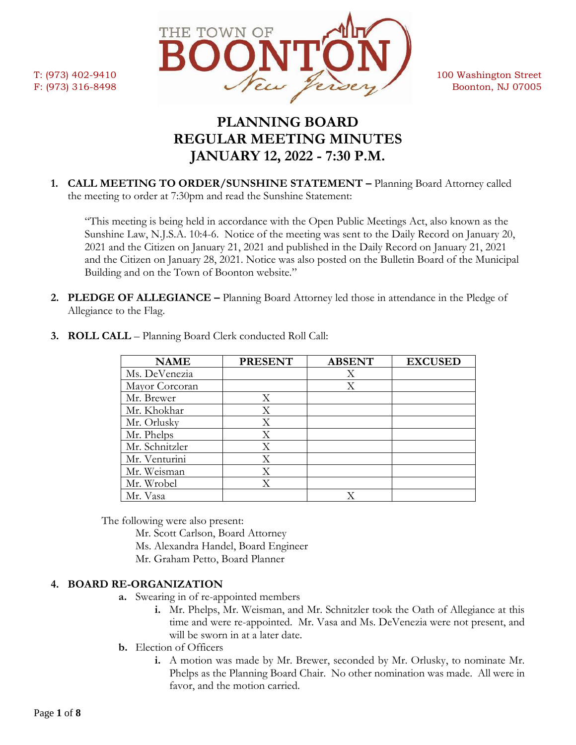T: (973) 402-9410
F: (973) 316-8498

THE TOWN OF BOONTON New Jersey

100 Washington Street
Boonton, NJ 07005

# PLANNING BOARD
# REGULAR MEETING MINUTES
# JANUARY 12, 2022 - 7:30 P.M.

1. **CALL MEETING TO ORDER/SUNSHINE STATEMENT –** Planning Board Attorney called the meeting to order at 7:30pm and read the Sunshine Statement:

   "This meeting is being held in accordance with the Open Public Meetings Act, also known as the Sunshine Law, N.J.S.A. 10:4-6. Notice of the meeting was sent to the Daily Record on January 20, 2021 and the Citizen on January 21, 2021 and published in the Daily Record on January 21, 2021 and the Citizen on January 28, 2021. Notice was also posted on the Bulletin Board of the Municipal Building and on the Town of Boonton website."

2. **PLEDGE OF ALLEGIANCE –** Planning Board Attorney led those in attendance in the Pledge of Allegiance to the Flag.

3. **ROLL CALL** – Planning Board Clerk conducted Roll Call:

| NAME | PRESENT | ABSENT | EXCUSED |
|---|---|---|---|
| Ms. DeVenezia | | X | |
| Mayor Corcoran | | X | |
| Mr. Brewer | X | | |
| Mr. Khokhar | X | | |
| Mr. Orlusky | X | | |
| Mr. Phelps | X | | |
| Mr. Schnitzler | X | | |
| Mr. Venturini | X | | |
| Mr. Weisman | X | | |
| Mr. Wrobel | X | | |
| Mr. Vasa | | X | |

   The following were also present:
   Mr. Scott Carlson, Board Attorney
   Ms. Alexandra Handel, Board Engineer
   Mr. Graham Petto, Board Planner

4. **BOARD RE-ORGANIZATION**
   - **a.** Swearing in of re-appointed members
     - **i.** Mr. Phelps, Mr. Weisman, and Mr. Schnitzler took the Oath of Allegiance at this time and were re-appointed. Mr. Vasa and Ms. DeVenezia were not present, and will be sworn in at a later date.
   - **b.** Election of Officers
     - **i.** A motion was made by Mr. Brewer, seconded by Mr. Orlusky, to nominate Mr. Phelps as the Planning Board Chair. No other nomination was made. All were in favor, and the motion carried.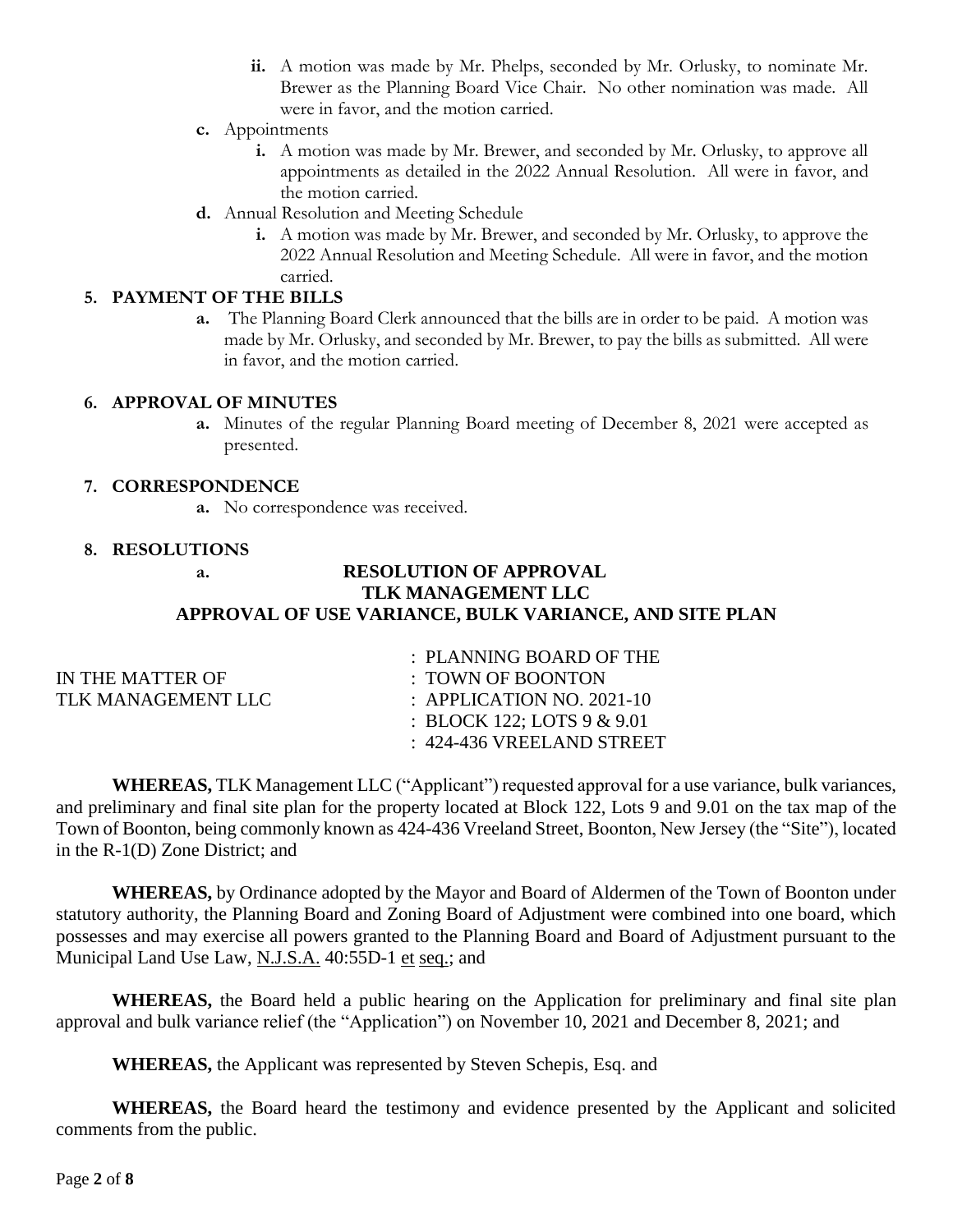- **ii.** A motion was made by Mr. Phelps, seconded by Mr. Orlusky, to nominate Mr. Brewer as the Planning Board Vice Chair. No other nomination was made. All were in favor, and the motion carried.
- **c.** Appointments
   - **i.** A motion was made by Mr. Brewer, and seconded by Mr. Orlusky, to approve all appointments as detailed in the 2022 Annual Resolution. All were in favor, and the motion carried.
- **d.** Annual Resolution and Meeting Schedule
   - **i.** A motion was made by Mr. Brewer, and seconded by Mr. Orlusky, to approve the 2022 Annual Resolution and Meeting Schedule. All were in favor, and the motion carried.

**5. PAYMENT OF THE BILLS**

- **a.** The Planning Board Clerk announced that the bills are in order to be paid. A motion was made by Mr. Orlusky, and seconded by Mr. Brewer, to pay the bills as submitted. All were in favor, and the motion carried.

**6. APPROVAL OF MINUTES**

- **a.** Minutes of the regular Planning Board meeting of December 8, 2021 were accepted as presented.

**7. CORRESPONDENCE**

- **a.** No correspondence was received.

**8. RESOLUTIONS**

**a.**

**RESOLUTION OF APPROVAL**
**TLK MANAGEMENT LLC**
**APPROVAL OF USE VARIANCE, BULK VARIANCE, AND SITE PLAN**

| | |
|---|---|
| | : PLANNING BOARD OF THE |
| IN THE MATTER OF | : TOWN OF BOONTON |
| TLK MANAGEMENT LLC | : APPLICATION NO. 2021-10 |
| | : BLOCK 122; LOTS 9 & 9.01 |
| | : 424-436 VREELAND STREET |

**WHEREAS,** TLK Management LLC ("Applicant") requested approval for a use variance, bulk variances, and preliminary and final site plan for the property located at Block 122, Lots 9 and 9.01 on the tax map of the Town of Boonton, being commonly known as 424-436 Vreeland Street, Boonton, New Jersey (the "Site"), located in the R-1(D) Zone District; and

**WHEREAS,** by Ordinance adopted by the Mayor and Board of Aldermen of the Town of Boonton under statutory authority, the Planning Board and Zoning Board of Adjustment were combined into one board, which possesses and may exercise all powers granted to the Planning Board and Board of Adjustment pursuant to the Municipal Land Use Law, N.J.S.A. 40:55D-1 et seq.; and

**WHEREAS,** the Board held a public hearing on the Application for preliminary and final site plan approval and bulk variance relief (the "Application") on November 10, 2021 and December 8, 2021; and

**WHEREAS,** the Applicant was represented by Steven Schepis, Esq. and

**WHEREAS,** the Board heard the testimony and evidence presented by the Applicant and solicited comments from the public.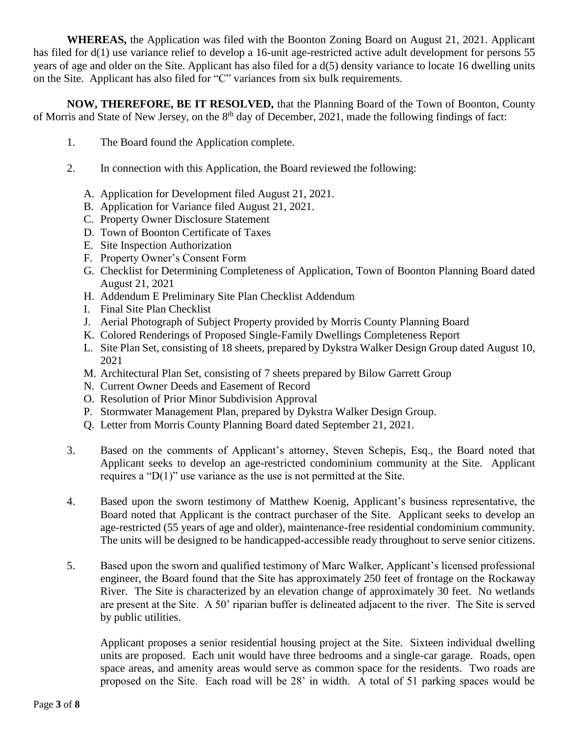**WHEREAS,** the Application was filed with the Boonton Zoning Board on August 21, 2021. Applicant has filed for d(1) use variance relief to develop a 16-unit age-restricted active adult development for persons 55 years of age and older on the Site. Applicant has also filed for a d(5) density variance to locate 16 dwelling units on the Site. Applicant has also filed for "C" variances from six bulk requirements.

**NOW, THEREFORE, BE IT RESOLVED,** that the Planning Board of the Town of Boonton, County of Morris and State of New Jersey, on the 8th day of December, 2021, made the following findings of fact:

1. The Board found the Application complete.

2. In connection with this Application, the Board reviewed the following:

   A. Application for Development filed August 21, 2021.
   B. Application for Variance filed August 21, 2021.
   C. Property Owner Disclosure Statement
   D. Town of Boonton Certificate of Taxes
   E. Site Inspection Authorization
   F. Property Owner's Consent Form
   G. Checklist for Determining Completeness of Application, Town of Boonton Planning Board dated August 21, 2021
   H. Addendum E Preliminary Site Plan Checklist Addendum
   I. Final Site Plan Checklist
   J. Aerial Photograph of Subject Property provided by Morris County Planning Board
   K. Colored Renderings of Proposed Single-Family Dwellings Completeness Report
   L. Site Plan Set, consisting of 18 sheets, prepared by Dykstra Walker Design Group dated August 10, 2021
   M. Architectural Plan Set, consisting of 7 sheets prepared by Bilow Garrett Group
   N. Current Owner Deeds and Easement of Record
   O. Resolution of Prior Minor Subdivision Approval
   P. Stormwater Management Plan, prepared by Dykstra Walker Design Group.
   Q. Letter from Morris County Planning Board dated September 21, 2021.

3. Based on the comments of Applicant's attorney, Steven Schepis, Esq., the Board noted that Applicant seeks to develop an age-restricted condominium community at the Site. Applicant requires a "D(1)" use variance as the use is not permitted at the Site.

4. Based upon the sworn testimony of Matthew Koenig, Applicant's business representative, the Board noted that Applicant is the contract purchaser of the Site. Applicant seeks to develop an age-restricted (55 years of age and older), maintenance-free residential condominium community. The units will be designed to be handicapped-accessible ready throughout to serve senior citizens.

5. Based upon the sworn and qualified testimony of Marc Walker, Applicant's licensed professional engineer, the Board found that the Site has approximately 250 feet of frontage on the Rockaway River. The Site is characterized by an elevation change of approximately 30 feet. No wetlands are present at the Site. A 50' riparian buffer is delineated adjacent to the river. The Site is served by public utilities.

   Applicant proposes a senior residential housing project at the Site. Sixteen individual dwelling units are proposed. Each unit would have three bedrooms and a single-car garage. Roads, open space areas, and amenity areas would serve as common space for the residents. Two roads are proposed on the Site. Each road will be 28' in width. A total of 51 parking spaces would be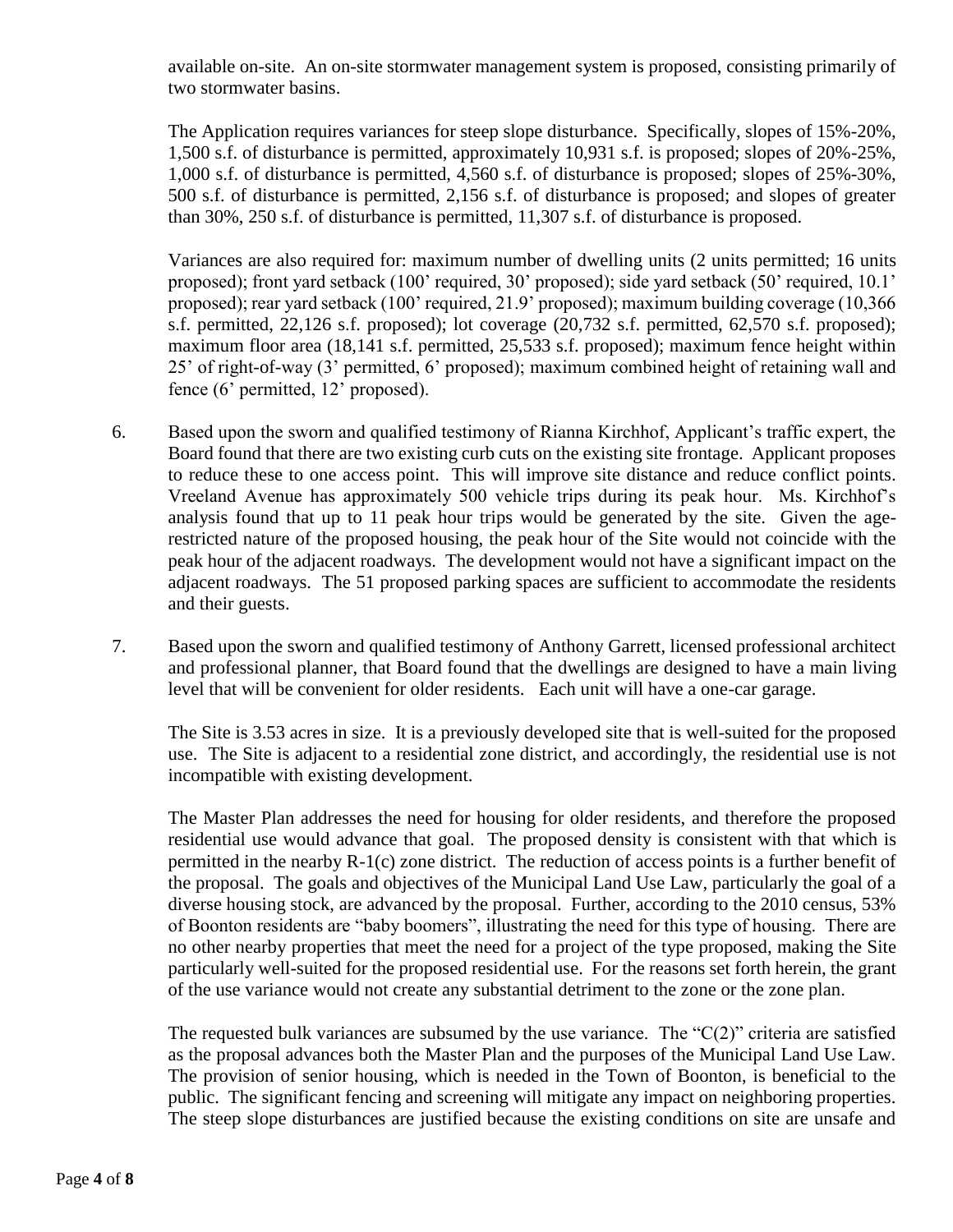available on-site. An on-site stormwater management system is proposed, consisting primarily of two stormwater basins.

The Application requires variances for steep slope disturbance. Specifically, slopes of 15%-20%, 1,500 s.f. of disturbance is permitted, approximately 10,931 s.f. is proposed; slopes of 20%-25%, 1,000 s.f. of disturbance is permitted, 4,560 s.f. of disturbance is proposed; slopes of 25%-30%, 500 s.f. of disturbance is permitted, 2,156 s.f. of disturbance is proposed; and slopes of greater than 30%, 250 s.f. of disturbance is permitted, 11,307 s.f. of disturbance is proposed.

Variances are also required for: maximum number of dwelling units (2 units permitted; 16 units proposed); front yard setback (100' required, 30' proposed); side yard setback (50' required, 10.1' proposed); rear yard setback (100' required, 21.9' proposed); maximum building coverage (10,366 s.f. permitted, 22,126 s.f. proposed); lot coverage (20,732 s.f. permitted, 62,570 s.f. proposed); maximum floor area (18,141 s.f. permitted, 25,533 s.f. proposed); maximum fence height within 25' of right-of-way (3' permitted, 6' proposed); maximum combined height of retaining wall and fence (6' permitted, 12' proposed).

6. Based upon the sworn and qualified testimony of Rianna Kirchhof, Applicant's traffic expert, the Board found that there are two existing curb cuts on the existing site frontage. Applicant proposes to reduce these to one access point. This will improve site distance and reduce conflict points. Vreeland Avenue has approximately 500 vehicle trips during its peak hour. Ms. Kirchhof's analysis found that up to 11 peak hour trips would be generated by the site. Given the age-restricted nature of the proposed housing, the peak hour of the Site would not coincide with the peak hour of the adjacent roadways. The development would not have a significant impact on the adjacent roadways. The 51 proposed parking spaces are sufficient to accommodate the residents and their guests.

7. Based upon the sworn and qualified testimony of Anthony Garrett, licensed professional architect and professional planner, that Board found that the dwellings are designed to have a main living level that will be convenient for older residents. Each unit will have a one-car garage.

   The Site is 3.53 acres in size. It is a previously developed site that is well-suited for the proposed use. The Site is adjacent to a residential zone district, and accordingly, the residential use is not incompatible with existing development.

   The Master Plan addresses the need for housing for older residents, and therefore the proposed residential use would advance that goal. The proposed density is consistent with that which is permitted in the nearby R-1(c) zone district. The reduction of access points is a further benefit of the proposal. The goals and objectives of the Municipal Land Use Law, particularly the goal of a diverse housing stock, are advanced by the proposal. Further, according to the 2010 census, 53% of Boonton residents are "baby boomers", illustrating the need for this type of housing. There are no other nearby properties that meet the need for a project of the type proposed, making the Site particularly well-suited for the proposed residential use. For the reasons set forth herein, the grant of the use variance would not create any substantial detriment to the zone or the zone plan.

   The requested bulk variances are subsumed by the use variance. The "C(2)" criteria are satisfied as the proposal advances both the Master Plan and the purposes of the Municipal Land Use Law. The provision of senior housing, which is needed in the Town of Boonton, is beneficial to the public. The significant fencing and screening will mitigate any impact on neighboring properties. The steep slope disturbances are justified because the existing conditions on site are unsafe and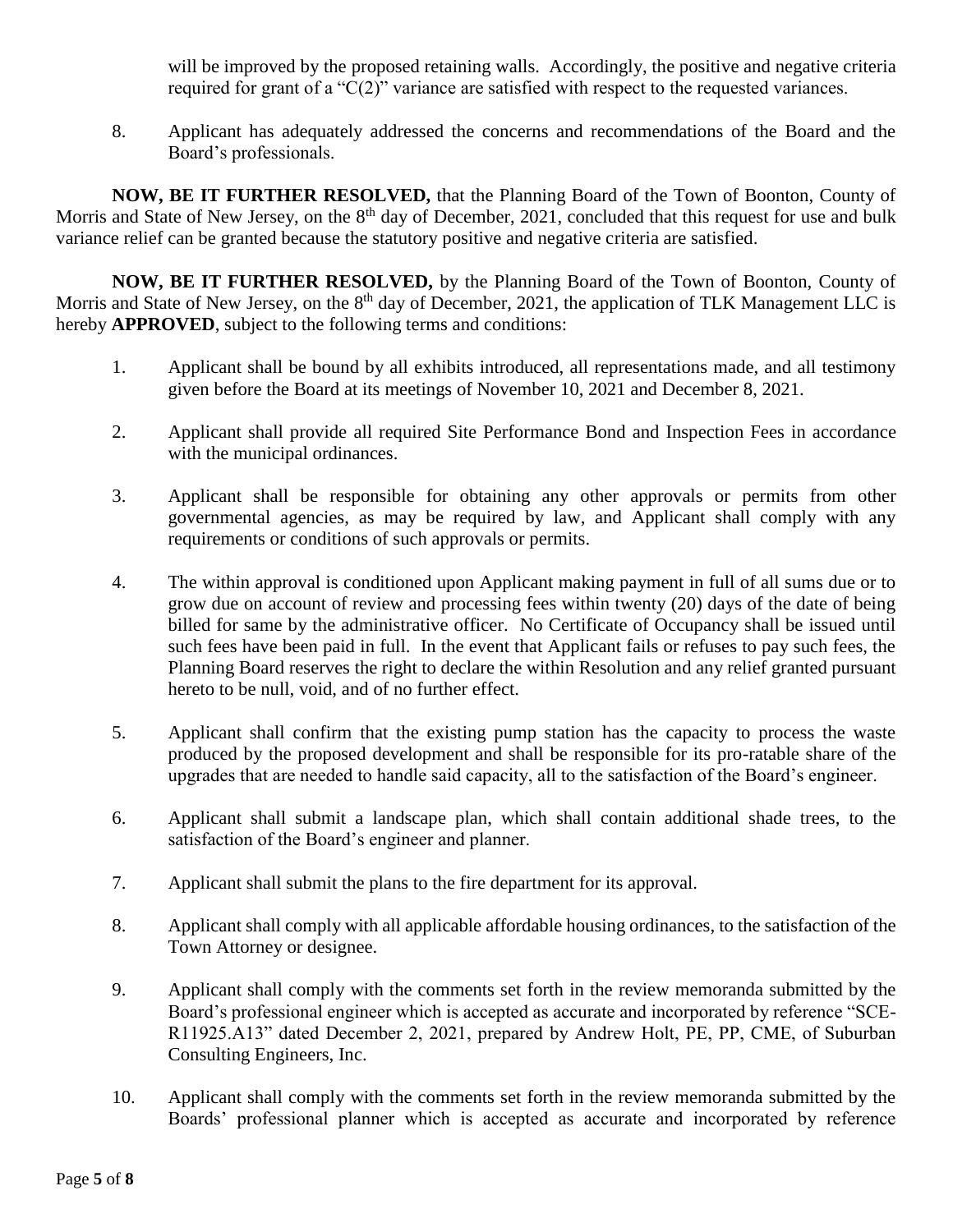will be improved by the proposed retaining walls. Accordingly, the positive and negative criteria required for grant of a "C(2)" variance are satisfied with respect to the requested variances.

8. Applicant has adequately addressed the concerns and recommendations of the Board and the Board's professionals.

**NOW, BE IT FURTHER RESOLVED,** that the Planning Board of the Town of Boonton, County of Morris and State of New Jersey, on the 8th day of December, 2021, concluded that this request for use and bulk variance relief can be granted because the statutory positive and negative criteria are satisfied.

**NOW, BE IT FURTHER RESOLVED,** by the Planning Board of the Town of Boonton, County of Morris and State of New Jersey, on the 8th day of December, 2021, the application of TLK Management LLC is hereby **APPROVED**, subject to the following terms and conditions:

1. Applicant shall be bound by all exhibits introduced, all representations made, and all testimony given before the Board at its meetings of November 10, 2021 and December 8, 2021.

2. Applicant shall provide all required Site Performance Bond and Inspection Fees in accordance with the municipal ordinances.

3. Applicant shall be responsible for obtaining any other approvals or permits from other governmental agencies, as may be required by law, and Applicant shall comply with any requirements or conditions of such approvals or permits.

4. The within approval is conditioned upon Applicant making payment in full of all sums due or to grow due on account of review and processing fees within twenty (20) days of the date of being billed for same by the administrative officer. No Certificate of Occupancy shall be issued until such fees have been paid in full. In the event that Applicant fails or refuses to pay such fees, the Planning Board reserves the right to declare the within Resolution and any relief granted pursuant hereto to be null, void, and of no further effect.

5. Applicant shall confirm that the existing pump station has the capacity to process the waste produced by the proposed development and shall be responsible for its pro-ratable share of the upgrades that are needed to handle said capacity, all to the satisfaction of the Board's engineer.

6. Applicant shall submit a landscape plan, which shall contain additional shade trees, to the satisfaction of the Board's engineer and planner.

7. Applicant shall submit the plans to the fire department for its approval.

8. Applicant shall comply with all applicable affordable housing ordinances, to the satisfaction of the Town Attorney or designee.

9. Applicant shall comply with the comments set forth in the review memoranda submitted by the Board's professional engineer which is accepted as accurate and incorporated by reference "SCE-R11925.A13" dated December 2, 2021, prepared by Andrew Holt, PE, PP, CME, of Suburban Consulting Engineers, Inc.

10. Applicant shall comply with the comments set forth in the review memoranda submitted by the Boards' professional planner which is accepted as accurate and incorporated by reference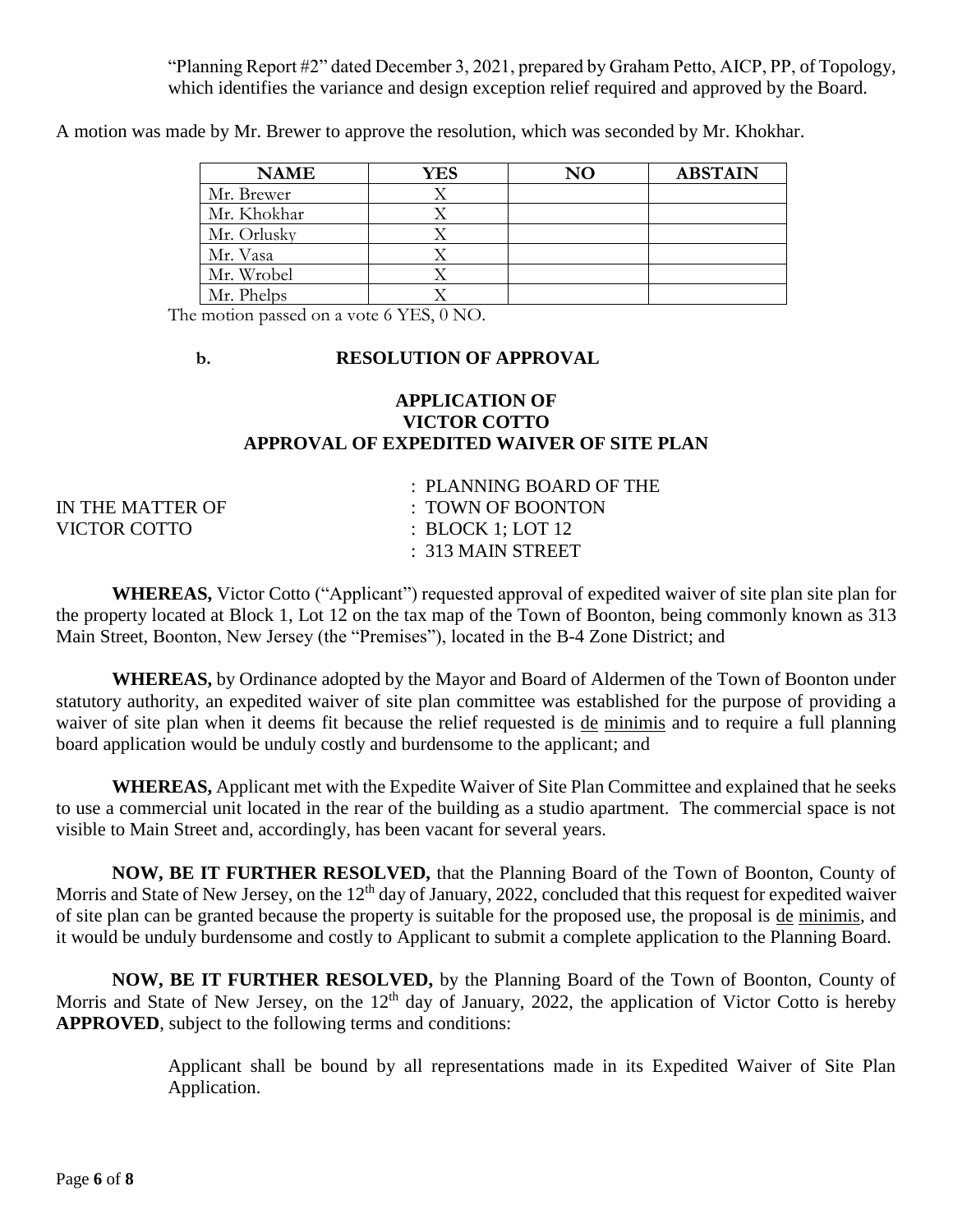"Planning Report #2" dated December 3, 2021, prepared by Graham Petto, AICP, PP, of Topology, which identifies the variance and design exception relief required and approved by the Board.

A motion was made by Mr. Brewer to approve the resolution, which was seconded by Mr. Khokhar.

| NAME | YES | NO | ABSTAIN |
|---|---|---|---|
| Mr. Brewer | X | | |
| Mr. Khokhar | X | | |
| Mr. Orlusky | X | | |
| Mr. Vasa | X | | |
| Mr. Wrobel | X | | |
| Mr. Phelps | X | | |

The motion passed on a vote 6 YES, 0 NO.

**b. RESOLUTION OF APPROVAL**

**APPLICATION OF**
**VICTOR COTTO**
**APPROVAL OF EXPEDITED WAIVER OF SITE PLAN**

| | |
|---|---|
| | : PLANNING BOARD OF THE |
| IN THE MATTER OF | : TOWN OF BOONTON |
| VICTOR COTTO | : BLOCK 1; LOT 12 |
| | : 313 MAIN STREET |

**WHEREAS,** Victor Cotto ("Applicant") requested approval of expedited waiver of site plan site plan for the property located at Block 1, Lot 12 on the tax map of the Town of Boonton, being commonly known as 313 Main Street, Boonton, New Jersey (the "Premises"), located in the B-4 Zone District; and

**WHEREAS,** by Ordinance adopted by the Mayor and Board of Aldermen of the Town of Boonton under statutory authority, an expedited waiver of site plan committee was established for the purpose of providing a waiver of site plan when it deems fit because the relief requested is de minimis and to require a full planning board application would be unduly costly and burdensome to the applicant; and

**WHEREAS,** Applicant met with the Expedite Waiver of Site Plan Committee and explained that he seeks to use a commercial unit located in the rear of the building as a studio apartment. The commercial space is not visible to Main Street and, accordingly, has been vacant for several years.

**NOW, BE IT FURTHER RESOLVED,** that the Planning Board of the Town of Boonton, County of Morris and State of New Jersey, on the 12th day of January, 2022, concluded that this request for expedited waiver of site plan can be granted because the property is suitable for the proposed use, the proposal is de minimis, and it would be unduly burdensome and costly to Applicant to submit a complete application to the Planning Board.

**NOW, BE IT FURTHER RESOLVED,** by the Planning Board of the Town of Boonton, County of Morris and State of New Jersey, on the 12th day of January, 2022, the application of Victor Cotto is hereby **APPROVED**, subject to the following terms and conditions:

Applicant shall be bound by all representations made in its Expedited Waiver of Site Plan Application.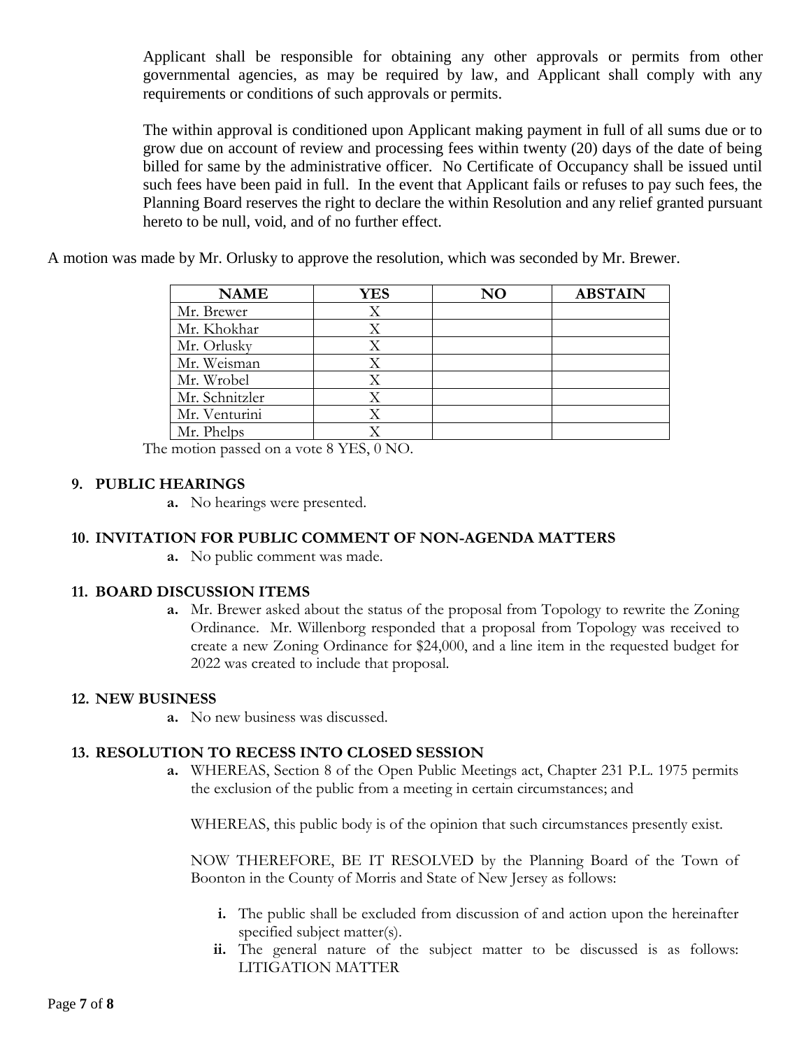Applicant shall be responsible for obtaining any other approvals or permits from other governmental agencies, as may be required by law, and Applicant shall comply with any requirements or conditions of such approvals or permits.

The within approval is conditioned upon Applicant making payment in full of all sums due or to grow due on account of review and processing fees within twenty (20) days of the date of being billed for same by the administrative officer. No Certificate of Occupancy shall be issued until such fees have been paid in full. In the event that Applicant fails or refuses to pay such fees, the Planning Board reserves the right to declare the within Resolution and any relief granted pursuant hereto to be null, void, and of no further effect.

A motion was made by Mr. Orlusky to approve the resolution, which was seconded by Mr. Brewer.

| NAME | YES | NO | ABSTAIN |
|---|---|---|---|
| Mr. Brewer | X | | |
| Mr. Khokhar | X | | |
| Mr. Orlusky | X | | |
| Mr. Weisman | X | | |
| Mr. Wrobel | X | | |
| Mr. Schnitzler | X | | |
| Mr. Venturini | X | | |
| Mr. Phelps | X | | |

The motion passed on a vote 8 YES, 0 NO.

**9. PUBLIC HEARINGS**

**a.** No hearings were presented.

**10. INVITATION FOR PUBLIC COMMENT OF NON-AGENDA MATTERS**

**a.** No public comment was made.

**11. BOARD DISCUSSION ITEMS**

**a.** Mr. Brewer asked about the status of the proposal from Topology to rewrite the Zoning Ordinance. Mr. Willenborg responded that a proposal from Topology was received to create a new Zoning Ordinance for $24,000, and a line item in the requested budget for 2022 was created to include that proposal.

**12. NEW BUSINESS**

**a.** No new business was discussed.

**13. RESOLUTION TO RECESS INTO CLOSED SESSION**

**a.** WHEREAS, Section 8 of the Open Public Meetings act, Chapter 231 P.L. 1975 permits the exclusion of the public from a meeting in certain circumstances; and

WHEREAS, this public body is of the opinion that such circumstances presently exist.

NOW THEREFORE, BE IT RESOLVED by the Planning Board of the Town of Boonton in the County of Morris and State of New Jersey as follows:

**i.** The public shall be excluded from discussion of and action upon the hereinafter specified subject matter(s).

**ii.** The general nature of the subject matter to be discussed is as follows: LITIGATION MATTER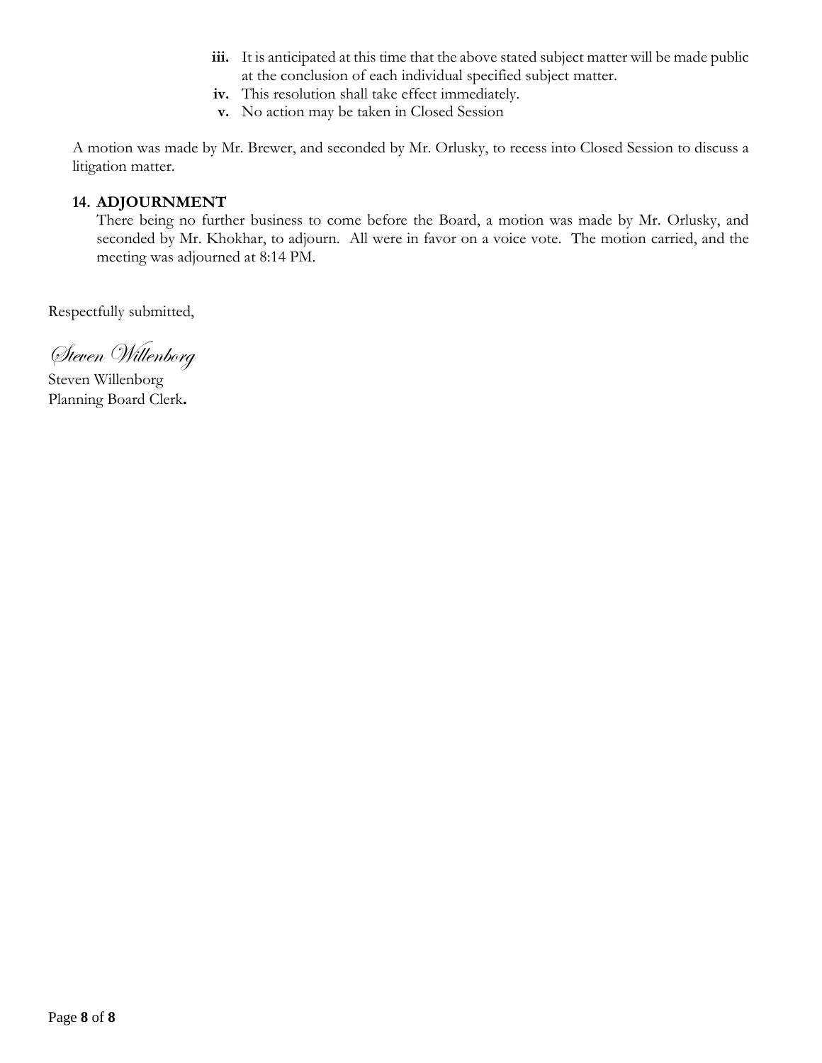- **iii.** It is anticipated at this time that the above stated subject matter will be made public at the conclusion of each individual specified subject matter.
- **iv.** This resolution shall take effect immediately.
- **v.** No action may be taken in Closed Session

A motion was made by Mr. Brewer, and seconded by Mr. Orlusky, to recess into Closed Session to discuss a litigation matter.

**14. ADJOURNMENT**

There being no further business to come before the Board, a motion was made by Mr. Orlusky, and seconded by Mr. Khokhar, to adjourn. All were in favor on a voice vote. The motion carried, and the meeting was adjourned at 8:14 PM.

Respectfully submitted,

*Steven Willenborg*

Steven Willenborg
Planning Board Clerk**.**